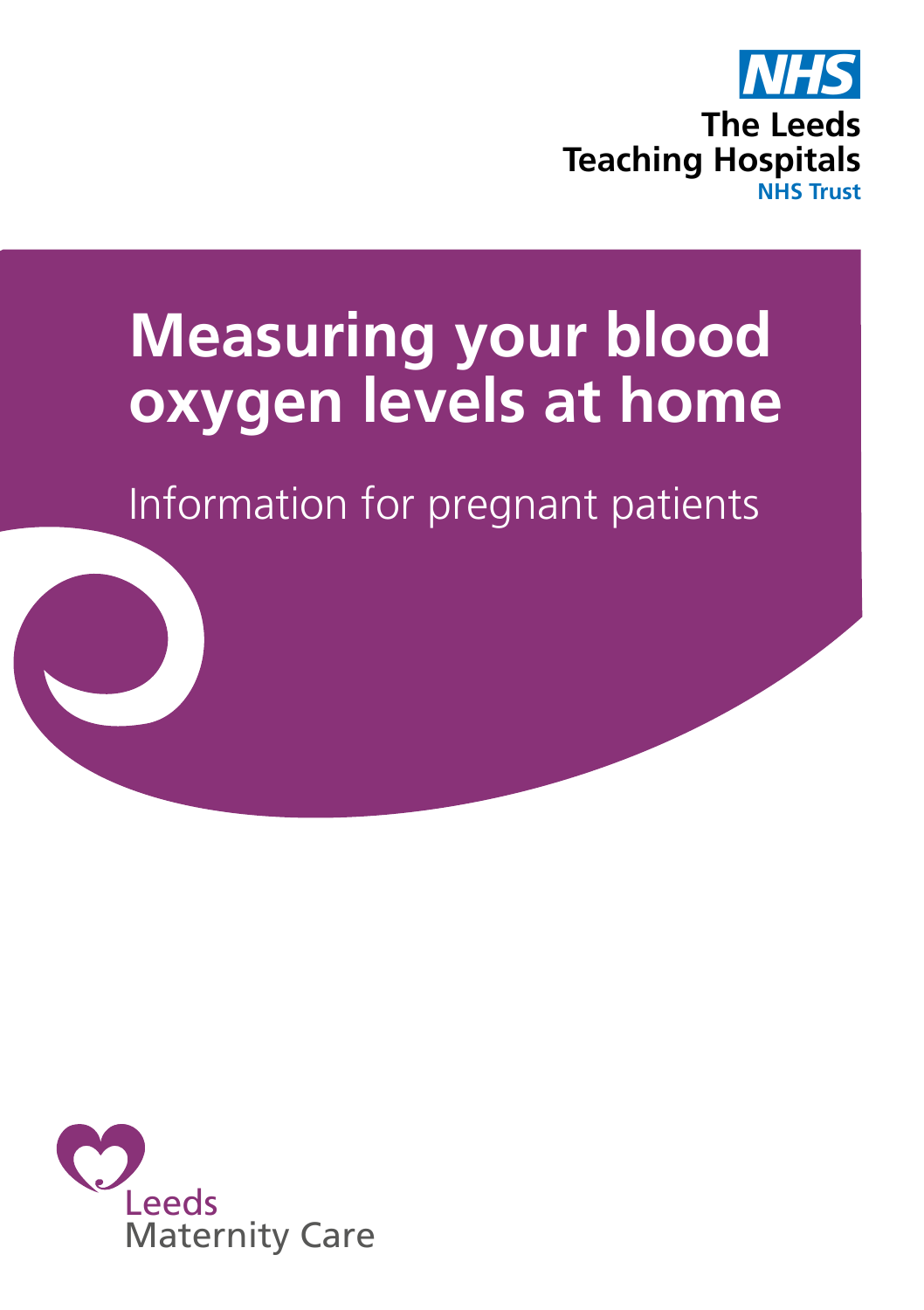NHS

The Leeds Teaching Hospitals NHS Trust

# Measuring your blood oxygen levels at home

Information for pregnant patients

Leeds Maternity Care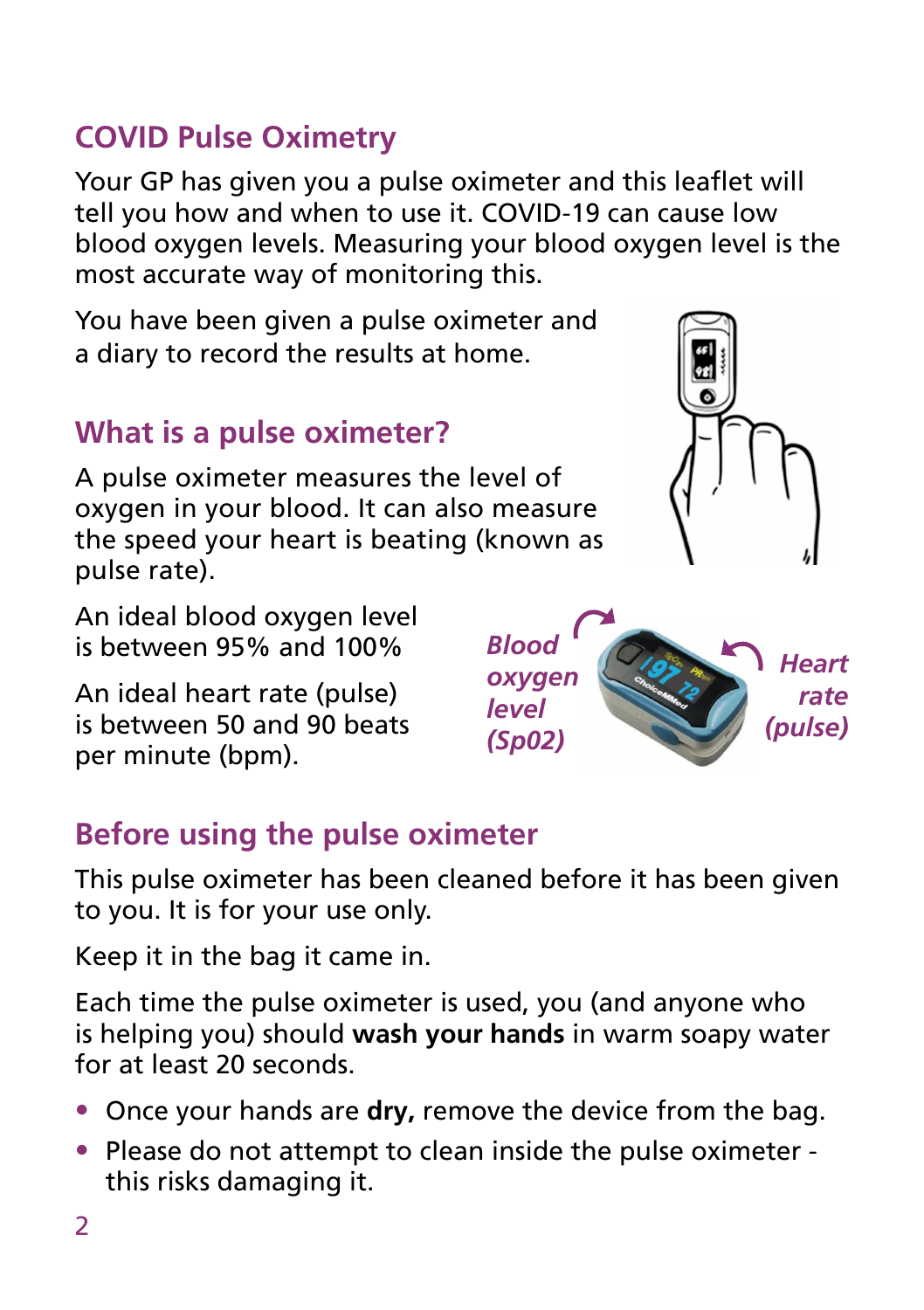## COVID Pulse Oximetry

Your GP has given you a pulse oximeter and this leaflet will tell you how and when to use it. COVID-19 can cause low blood oxygen levels. Measuring your blood oxygen level is the most accurate way of monitoring this.

You have been given a pulse oximeter and a diary to record the results at home.

## What is a pulse oximeter?

A pulse oximeter measures the level of oxygen in your blood. It can also measure the speed your heart is beating (known as pulse rate).

An ideal blood oxygen level is between 95% and 100%

An ideal heart rate (pulse) is between 50 and 90 beats per minute (bpm).

*Blood oxygen level (Sp02)*

*Heart rate (pulse)*

## Before using the pulse oximeter

This pulse oximeter has been cleaned before it has been given to you. It is for your use only.

Keep it in the bag it came in.

Each time the pulse oximeter is used, you (and anyone who is helping you) should **wash your hands** in warm soapy water for at least 20 seconds.

- Once your hands are **dry,** remove the device from the bag.
- Please do not attempt to clean inside the pulse oximeter - this risks damaging it.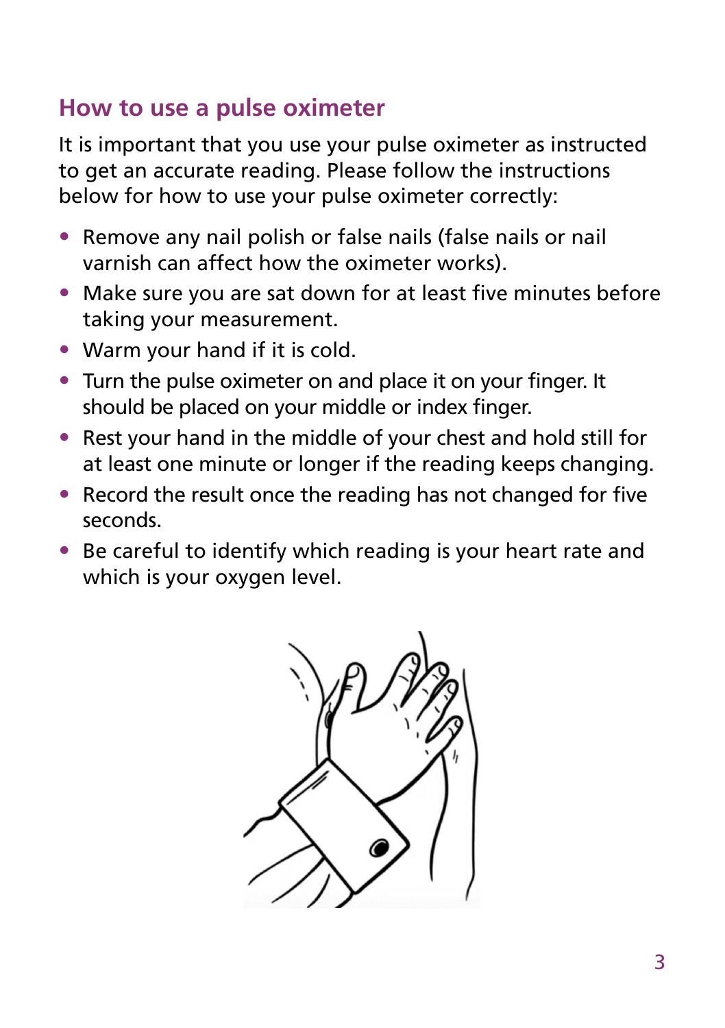## How to use a pulse oximeter

It is important that you use your pulse oximeter as instructed to get an accurate reading. Please follow the instructions below for how to use your pulse oximeter correctly:

- Remove any nail polish or false nails (false nails or nail varnish can affect how the oximeter works).
- Make sure you are sat down for at least five minutes before taking your measurement.
- Warm your hand if it is cold.
- Turn the pulse oximeter on and place it on your finger. It should be placed on your middle or index finger.
- Rest your hand in the middle of your chest and hold still for at least one minute or longer if the reading keeps changing.
- Record the result once the reading has not changed for five seconds.
- Be careful to identify which reading is your heart rate and which is your oxygen level.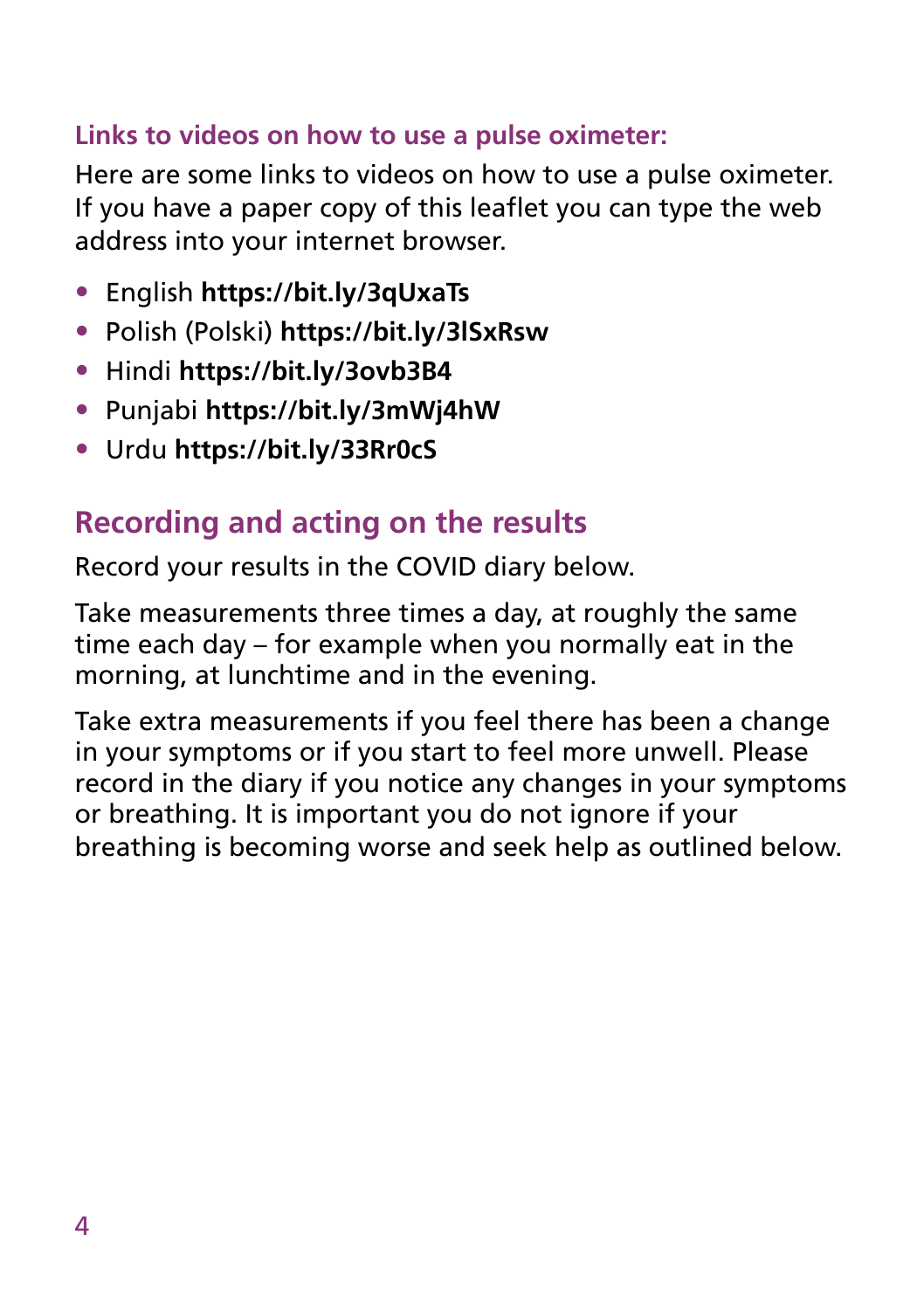### Links to videos on how to use a pulse oximeter:

Here are some links to videos on how to use a pulse oximeter. If you have a paper copy of this leaflet you can type the web address into your internet browser.

- English **https://bit.ly/3qUxaTs**
- Polish (Polski) **https://bit.ly/3lSxRsw**
- Hindi **https://bit.ly/3ovb3B4**
- Punjabi **https://bit.ly/3mWj4hW**
- Urdu **https://bit.ly/33Rr0cS**

## Recording and acting on the results

Record your results in the COVID diary below.

Take measurements three times a day, at roughly the same time each day – for example when you normally eat in the morning, at lunchtime and in the evening.

Take extra measurements if you feel there has been a change in your symptoms or if you start to feel more unwell. Please record in the diary if you notice any changes in your symptoms or breathing. It is important you do not ignore if your breathing is becoming worse and seek help as outlined below.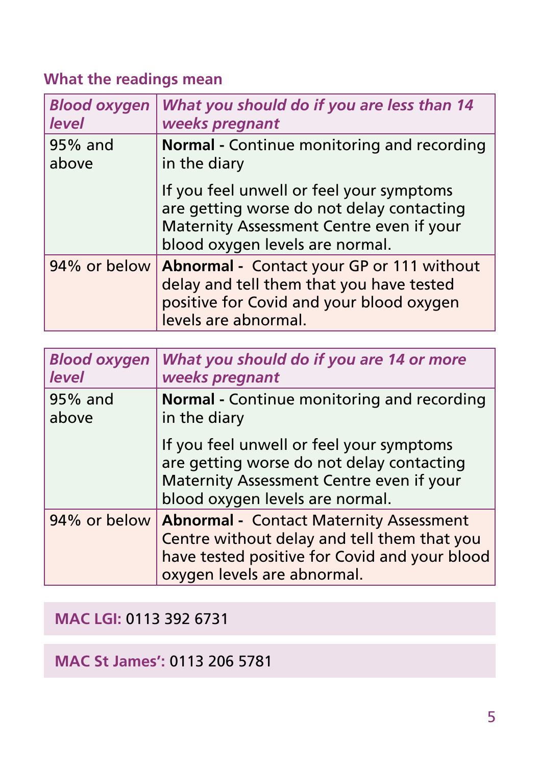## What the readings mean

| *Blood oxygen level* | *What you should do if you are less than 14 weeks pregnant* |
|---|---|
| 95% and above | **Normal -** Continue monitoring and recording in the diary<br><br>If you feel unwell or feel your symptoms are getting worse do not delay contacting Maternity Assessment Centre even if your blood oxygen levels are normal. |
| 94% or below | **Abnormal -** Contact your GP or 111 without delay and tell them that you have tested positive for Covid and your blood oxygen levels are abnormal. |

| *Blood oxygen level* | *What you should do if you are 14 or more weeks pregnant* |
|---|---|
| 95% and above | **Normal -** Continue monitoring and recording in the diary<br><br>If you feel unwell or feel your symptoms are getting worse do not delay contacting Maternity Assessment Centre even if your blood oxygen levels are normal. |
| 94% or below | **Abnormal -** Contact Maternity Assessment Centre without delay and tell them that you have tested positive for Covid and your blood oxygen levels are abnormal. |

**MAC LGI:** 0113 392 6731

**MAC St James':** 0113 206 5781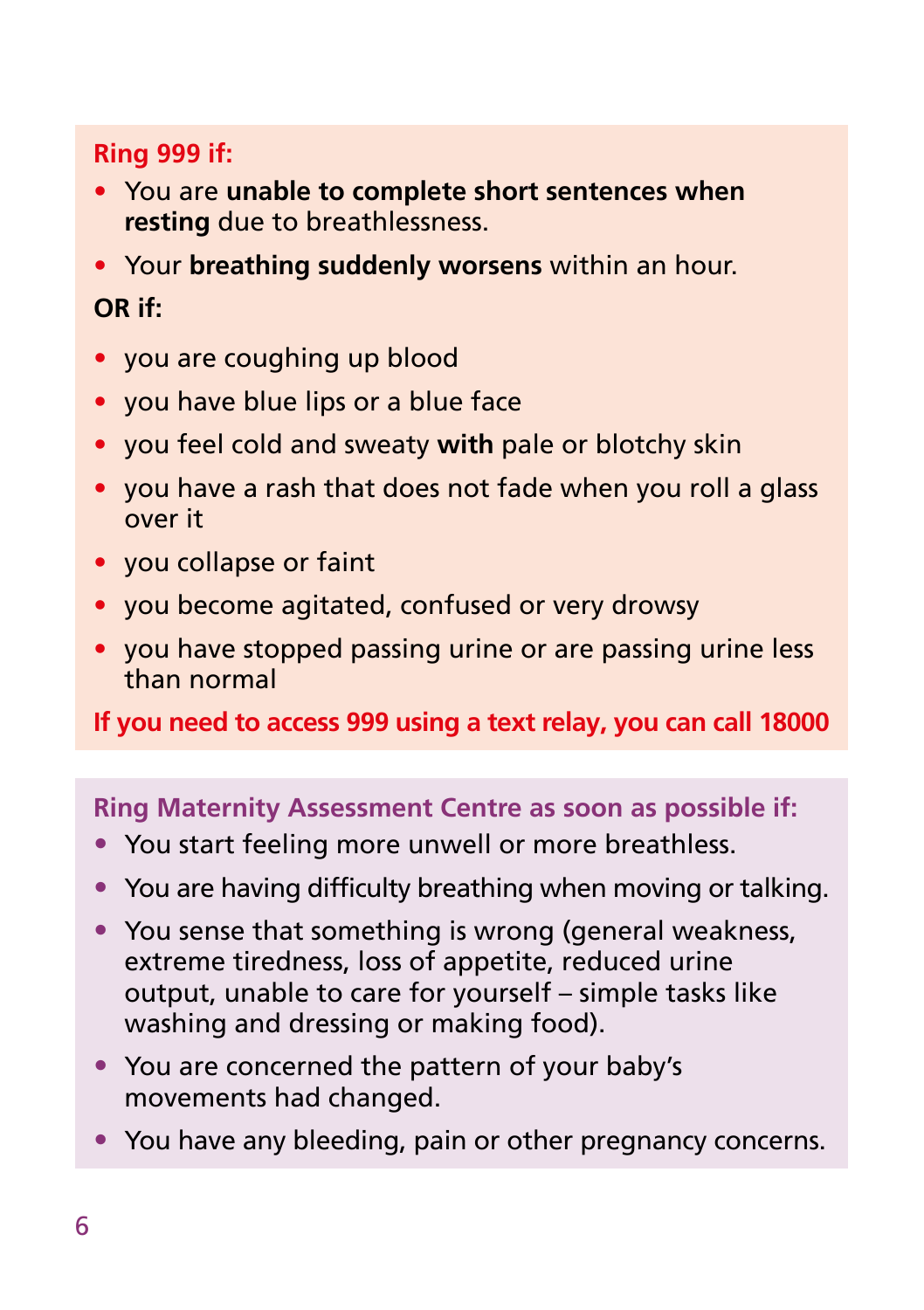**Ring 999 if:**

- You are **unable to complete short sentences when resting** due to breathlessness.
- Your **breathing suddenly worsens** within an hour.

**OR if:**

- you are coughing up blood
- you have blue lips or a blue face
- you feel cold and sweaty **with** pale or blotchy skin
- you have a rash that does not fade when you roll a glass over it
- you collapse or faint
- you become agitated, confused or very drowsy
- you have stopped passing urine or are passing urine less than normal

**If you need to access 999 using a text relay, you can call 18000**

**Ring Maternity Assessment Centre as soon as possible if:**

- You start feeling more unwell or more breathless.
- You are having difficulty breathing when moving or talking.
- You sense that something is wrong (general weakness, extreme tiredness, loss of appetite, reduced urine output, unable to care for yourself – simple tasks like washing and dressing or making food).
- You are concerned the pattern of your baby's movements had changed.
- You have any bleeding, pain or other pregnancy concerns.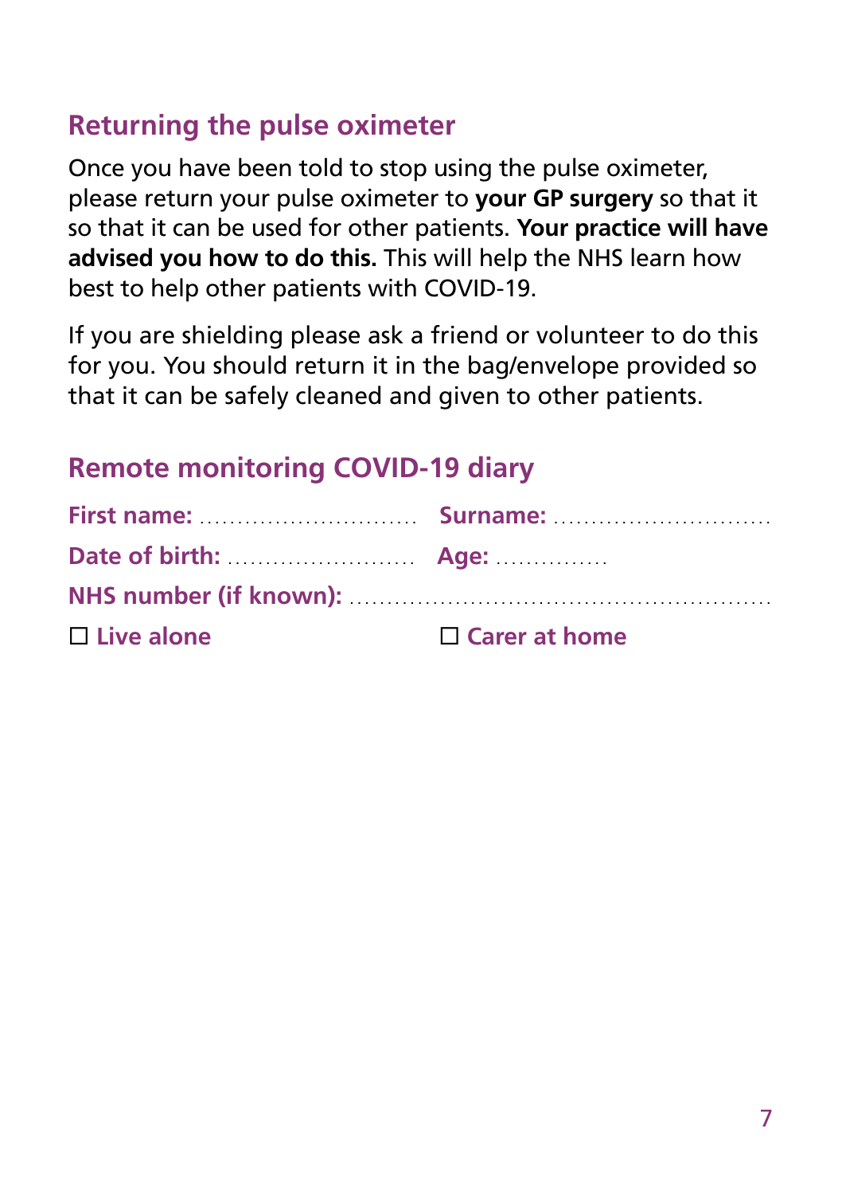## Returning the pulse oximeter

Once you have been told to stop using the pulse oximeter, please return your pulse oximeter to **your GP surgery** so that it so that it can be used for other patients. **Your practice will have advised you how to do this.** This will help the NHS learn how best to help other patients with COVID-19.

If you are shielding please ask a friend or volunteer to do this for you. You should return it in the bag/envelope provided so that it can be safely cleaned and given to other patients.

## Remote monitoring COVID-19 diary

**First name:** ............................ **Surname:** ............................

**Date of birth:** ........................ **Age:** ..............

**NHS number (if known):** ......................................................

☐ **Live alone** ☐ **Carer at home**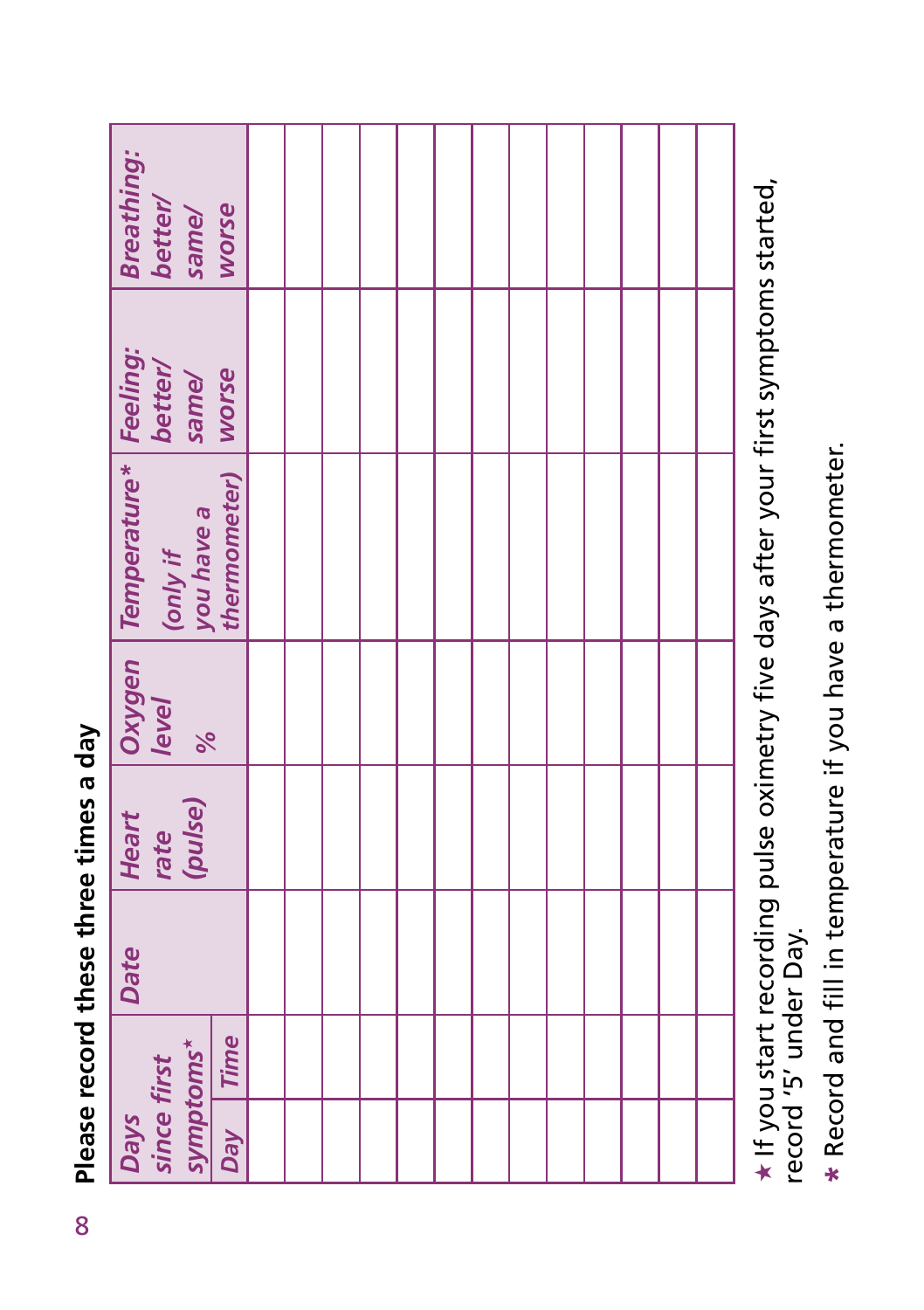## Please record these three times a day

| *Days since first symptoms*★ | | *Date* | *Heart rate (pulse)* | *Oxygen level %* | *Temperature** *(only if you have a thermometer)* | *Feeling: better/ same/ worse* | *Breathing: better/ same/ worse* |
|---|---|---|---|---|---|---|---|
| *Day* | *Time* | | | | | | |
| | | | | | | | |
| | | | | | | | |
| | | | | | | | |
| | | | | | | | |
| | | | | | | | |
| | | | | | | | |
| | | | | | | | |
| | | | | | | | |
| | | | | | | | |
| | | | | | | | |
| | | | | | | | |
| | | | | | | | |
| | | | | | | | |

★ If you start recording pulse oximetry five days after your first symptoms started, record '5' under Day.

* Record and fill in temperature if you have a thermometer.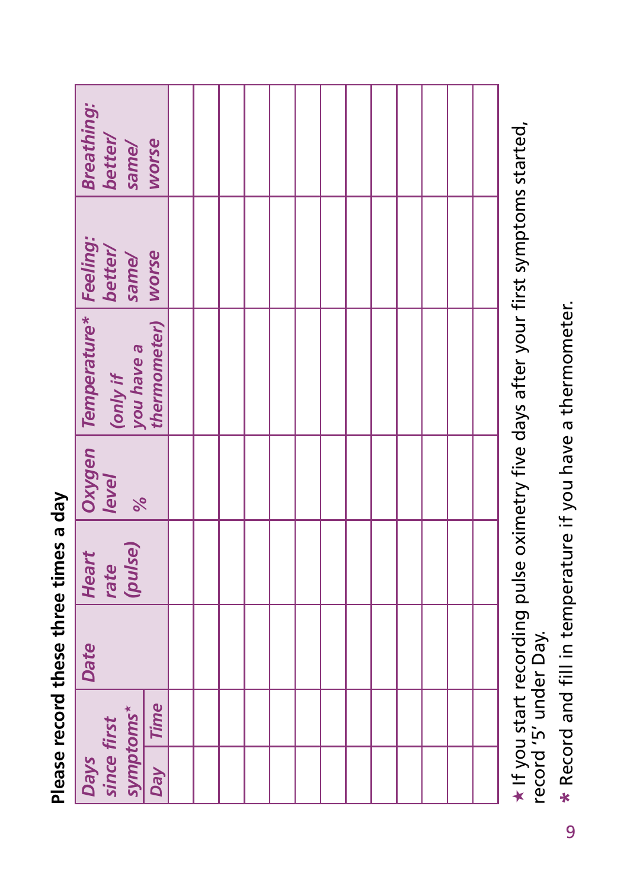**Please record these three times a day**

| *Days since first symptoms*★ | | *Date* | *Heart rate (pulse)* | *Oxygen level %* | *Temperature** (only if you have a thermometer)* | *Feeling: better/ same/ worse* | *Breathing: better/ same/ worse* |
|---|---|---|---|---|---|---|---|
| *Day* | *Time* | | | | | | |
| | | | | | | | |
| | | | | | | | |
| | | | | | | | |
| | | | | | | | |
| | | | | | | | |
| | | | | | | | |
| | | | | | | | |
| | | | | | | | |
| | | | | | | | |
| | | | | | | | |
| | | | | | | | |
| | | | | | | | |
| | | | | | | | |

★ If you start recording pulse oximetry five days after your first symptoms started, record '5' under Day.

* Record and fill in temperature if you have a thermometer.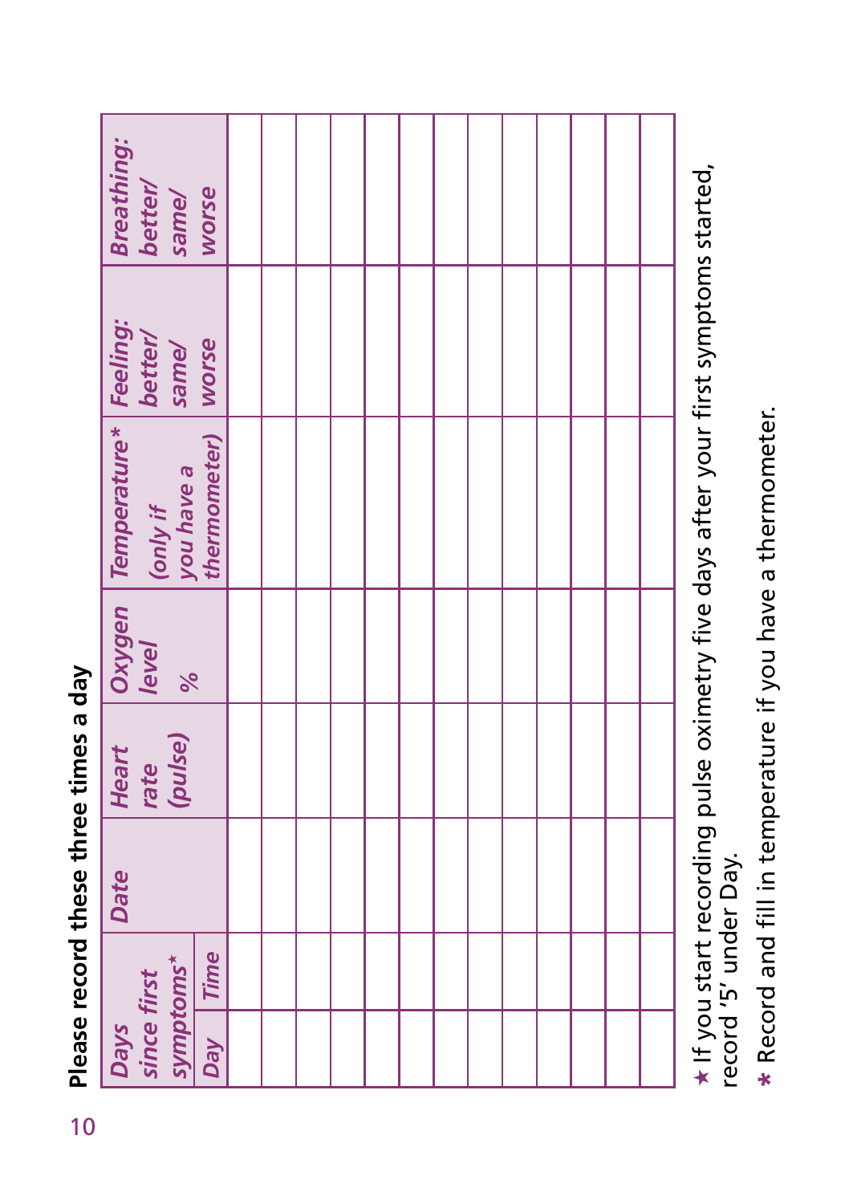**Please record these three times a day**

| *Days since first symptoms* ★ | | *Date* | *Heart rate (pulse)* | *Oxygen level %* | *Temperature* * *(only if you have a thermometer)* | *Feeling: better/ same/ worse* | *Breathing: better/ same/ worse* |
|---|---|---|---|---|---|---|---|
| *Day* | *Time* | | | | | | |
| | | | | | | | |
| | | | | | | | |
| | | | | | | | |
| | | | | | | | |
| | | | | | | | |
| | | | | | | | |
| | | | | | | | |
| | | | | | | | |
| | | | | | | | |
| | | | | | | | |
| | | | | | | | |
| | | | | | | | |
| | | | | | | | |

★ If you start recording pulse oximetry five days after your first symptoms started, record '5' under Day.

* Record and fill in temperature if you have a thermometer.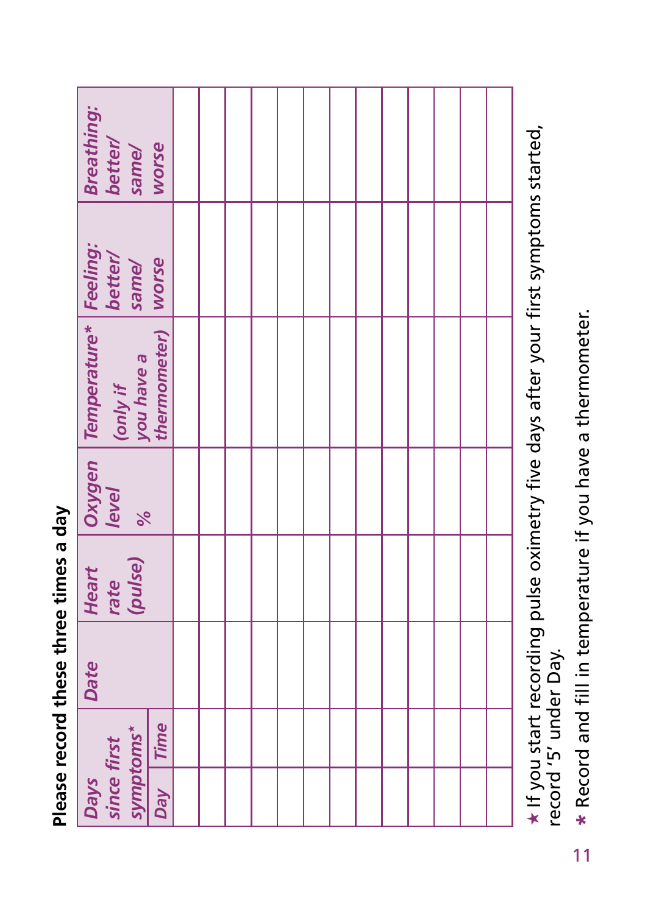**Please record these three times a day**

| *Days since first symptoms*★ | | *Date* | *Heart rate (pulse)* | *Oxygen level %* | *Temperature** *(only if you have a thermometer)* | *Feeling: better/ same/ worse* | *Breathing: better/ same/ worse* |
|---|---|---|---|---|---|---|---|
| *Day* | *Time* | | | | | | |
| | | | | | | | |
| | | | | | | | |
| | | | | | | | |
| | | | | | | | |
| | | | | | | | |
| | | | | | | | |
| | | | | | | | |
| | | | | | | | |
| | | | | | | | |
| | | | | | | | |
| | | | | | | | |
| | | | | | | | |
| | | | | | | | |

★ If you start recording pulse oximetry five days after your first symptoms started, record '5' under Day.

\* Record and fill in temperature if you have a thermometer.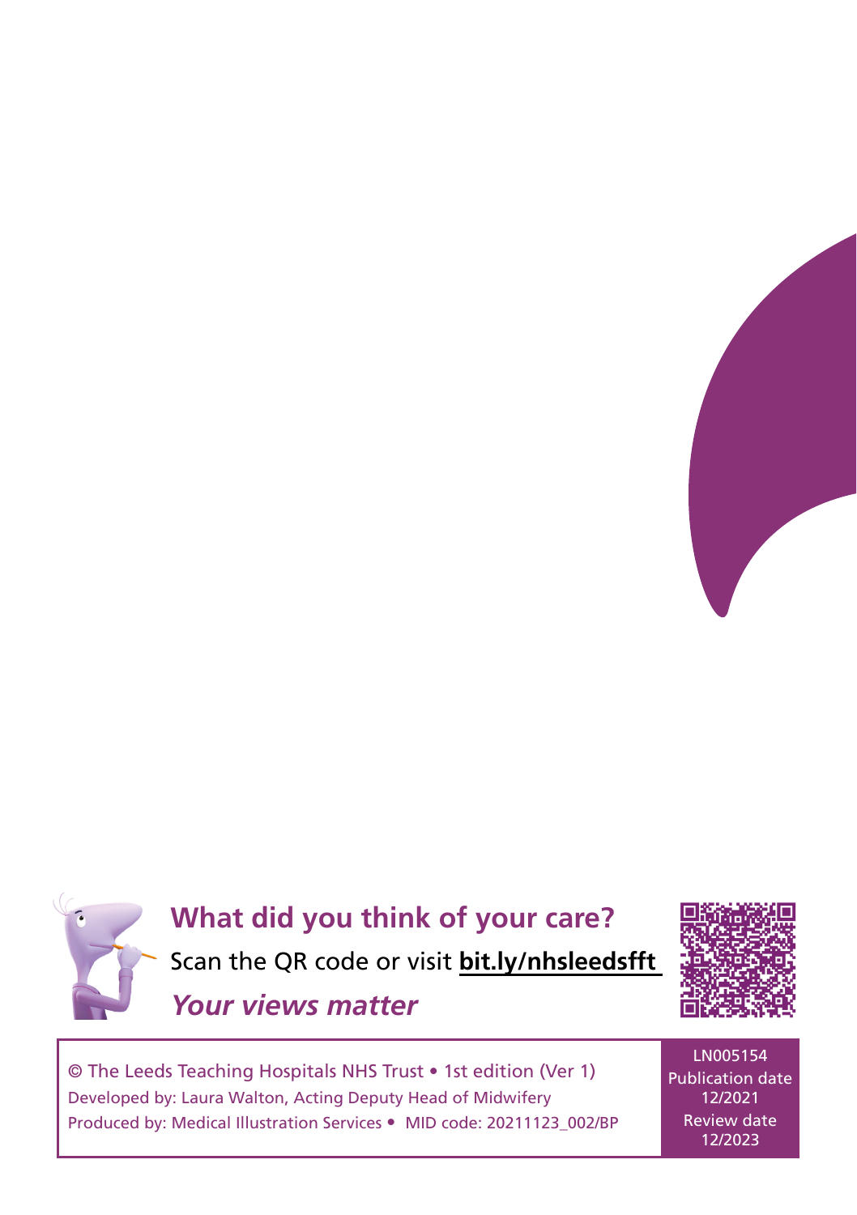## What did you think of your care?

Scan the QR code or visit **bit.ly/nhsleedsfft**

***Your views matter***

© The Leeds Teaching Hospitals NHS Trust • 1st edition (Ver 1)
Developed by: Laura Walton, Acting Deputy Head of Midwifery
Produced by: Medical Illustration Services • MID code: 20211123_002/BP

LN005154
Publication date 12/2021
Review date 12/2023